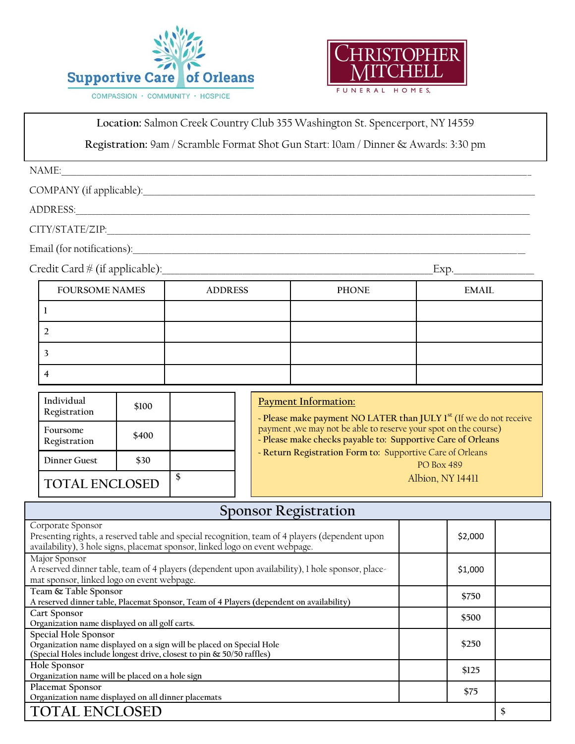Supportive Care of Orleans

COMPASSION · COMMUNITY · HOSPICE

CHRISTOPHER MITCHELL

FUNERAL HOMES

**Location:** Salmon Creek Country Club 355 Washington St. Spencerport, NY 14559

**Registration:** 9am / Scramble Format Shot Gun Start: 10am / Dinner & Awards: 3:30 pm

NAME:\_\_\_\_\_\_\_\_\_\_\_\_\_\_\_\_\_\_\_\_\_\_\_\_\_\_\_\_\_\_\_\_\_\_\_\_\_\_\_\_\_\_\_\_\_\_\_\_\_\_\_\_\_\_\_\_\_\_\_\_

COMPANY (if applicable):\_\_\_\_\_\_\_\_\_\_\_\_\_\_\_\_\_\_\_\_\_\_\_\_\_\_\_\_\_\_\_\_\_\_\_\_\_\_\_\_\_\_\_\_\_\_

ADDRESS:\_\_\_\_\_\_\_\_\_\_\_\_\_\_\_\_\_\_\_\_\_\_\_\_\_\_\_\_\_\_\_\_\_\_\_\_\_\_\_\_\_\_\_\_\_\_\_\_\_\_\_\_\_\_\_\_\_\_

CITY/STATE/ZIP:\_\_\_\_\_\_\_\_\_\_\_\_\_\_\_\_\_\_\_\_\_\_\_\_\_\_\_\_\_\_\_\_\_\_\_\_\_\_\_\_\_\_\_\_\_\_\_\_\_\_\_\_

Email (for notifications):\_\_\_\_\_\_\_\_\_\_\_\_\_\_\_\_\_\_\_\_\_\_\_\_\_\_\_\_\_\_\_\_\_\_\_\_\_\_\_\_\_\_\_\_\_\_

Credit Card # (if applicable):\_\_\_\_\_\_\_\_\_\_\_\_\_\_\_\_\_\_\_\_\_\_\_\_\_\_\_\_\_\_\_\_\_\_Exp.\_\_\_\_\_\_\_\_\_\_

| FOURSOME NAMES | ADDRESS | PHONE | EMAIL |
|---|---|---|---|
| 1 | | | |
| 2 | | | |
| 3 | | | |
| 4 | | | |

| | | |
|---|---|---|
| Individual Registration | $100 | |
| Foursome Registration | $400 | |
| Dinner Guest | $30 | |
| TOTAL ENCLOSED | | $ |

**Payment Information:**

- **Please make payment NO LATER than JULY 1st** (If we do not receive payment ,we may not be able to reserve your spot on the course)
- **Please make checks payable to: Supportive Care of Orleans**
- **Return Registration Form to:** Supportive Care of Orleans
  PO Box 489
  Albion, NY 14411

## Sponsor Registration

| | | | |
|---|---|---|---|
| Corporate Sponsor<br>Presenting rights, a reserved table and special recognition, team of 4 players (dependent upon availability), 3 hole signs, placemat sponsor, linked logo on event webpage. | | $2,000 | |
| Major Sponsor<br>A reserved dinner table, team of 4 players (dependent upon availability), 1 hole sponsor, place-mat sponsor, linked logo on event webpage. | | $1,000 | |
| Team & Table Sponsor<br>A reserved dinner table, Placemat Sponsor, Team of 4 Players (dependent on availability) | | $750 | |
| Cart Sponsor<br>Organization name displayed on all golf carts. | | $500 | |
| Special Hole Sponsor<br>Organization name displayed on a sign will be placed on Special Hole<br>(Special Holes include longest drive, closest to pin & 50/50 raffles) | | $250 | |
| Hole Sponsor<br>Organization name will be placed on a hole sign | | $125 | |
| Placemat Sponsor<br>Organization name displayed on all dinner placemats | | $75 | |
| TOTAL ENCLOSED | | | $ |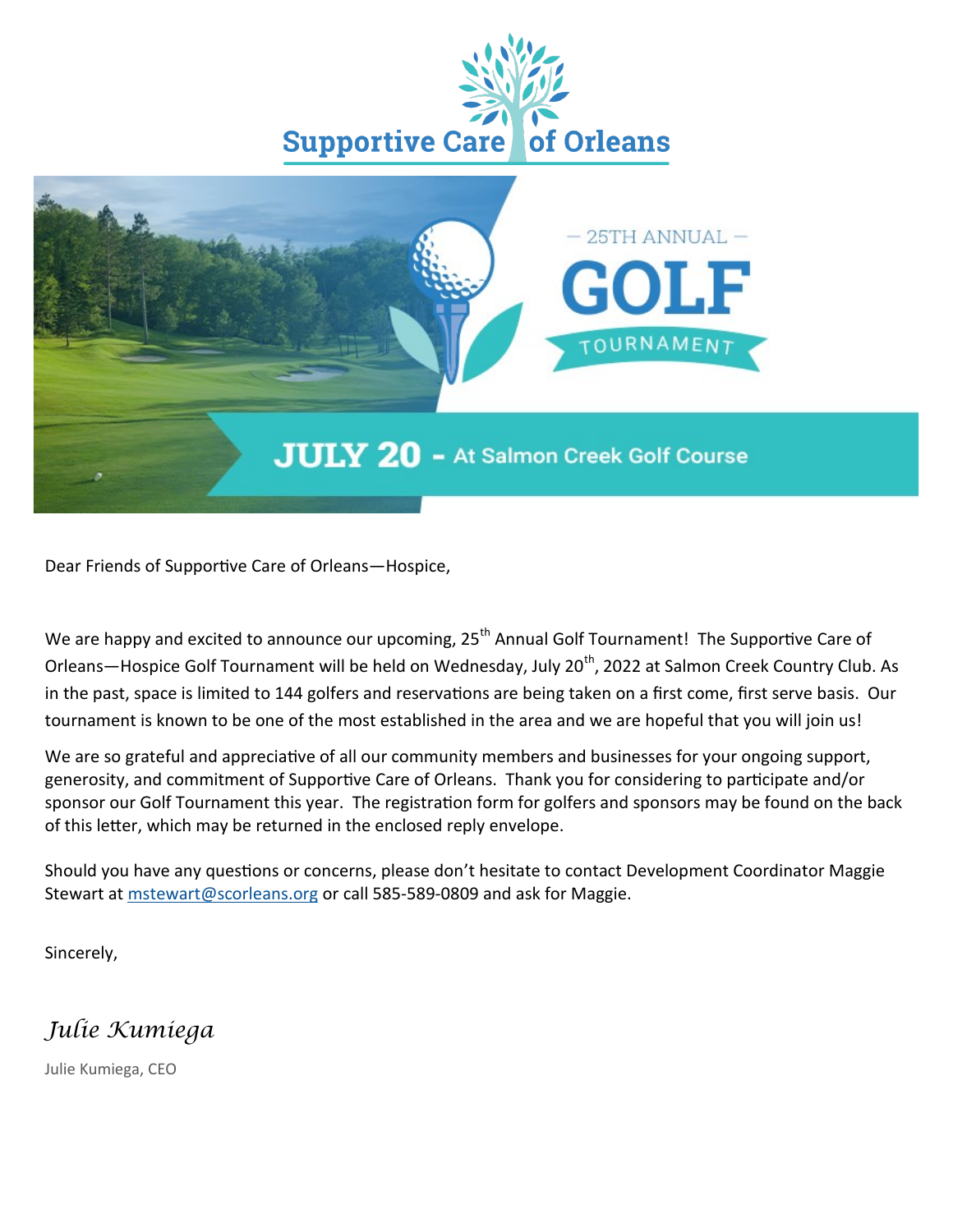Supportive Care of Orleans

— 25TH ANNUAL —

# GOLF

TOURNAMENT

JULY 20 - At Salmon Creek Golf Course

Dear Friends of Supportive Care of Orleans—Hospice,

We are happy and excited to announce our upcoming, 25th Annual Golf Tournament! The Supportive Care of Orleans—Hospice Golf Tournament will be held on Wednesday, July 20th, 2022 at Salmon Creek Country Club. As in the past, space is limited to 144 golfers and reservations are being taken on a first come, first serve basis. Our tournament is known to be one of the most established in the area and we are hopeful that you will join us!

We are so grateful and appreciative of all our community members and businesses for your ongoing support, generosity, and commitment of Supportive Care of Orleans. Thank you for considering to participate and/or sponsor our Golf Tournament this year. The registration form for golfers and sponsors may be found on the back of this letter, which may be returned in the enclosed reply envelope.

Should you have any questions or concerns, please don't hesitate to contact Development Coordinator Maggie Stewart at mstewart@scorleans.org or call 585-589-0809 and ask for Maggie.

Sincerely,

*Julie Kumiega*

Julie Kumiega, CEO